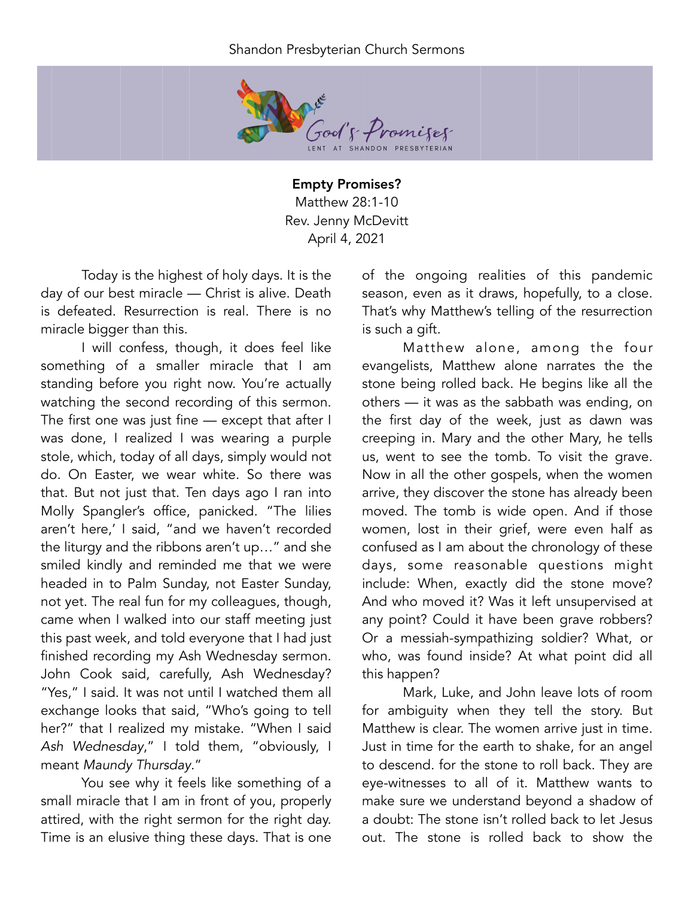**Empty Promises?**
Matthew 28:1-10
Rev. Jenny McDevitt
April 4, 2021

Today is the highest of holy days. It is the day of our best miracle — Christ is alive. Death is defeated. Resurrection is real. There is no miracle bigger than this.

I will confess, though, it does feel like something of a smaller miracle that I am standing before you right now. You're actually watching the second recording of this sermon. The first one was just fine — except that after I was done, I realized I was wearing a purple stole, which, today of all days, simply would not do. On Easter, we wear white. So there was that. But not just that. Ten days ago I ran into Molly Spangler's office, panicked. "The lilies aren't here,' I said, "and we haven't recorded the liturgy and the ribbons aren't up…" and she smiled kindly and reminded me that we were headed in to Palm Sunday, not Easter Sunday, not yet. The real fun for my colleagues, though, came when I walked into our staff meeting just this past week, and told everyone that I had just finished recording my Ash Wednesday sermon. John Cook said, carefully, Ash Wednesday? "Yes," I said. It was not until I watched them all exchange looks that said, "Who's going to tell her?" that I realized my mistake. "When I said *Ash Wednesday*," I told them, "obviously, I meant *Maundy Thursday*."

You see why it feels like something of a small miracle that I am in front of you, properly attired, with the right sermon for the right day. Time is an elusive thing these days. That is one of the ongoing realities of this pandemic season, even as it draws, hopefully, to a close. That's why Matthew's telling of the resurrection is such a gift.

Matthew alone, among the four evangelists, Matthew alone narrates the the stone being rolled back. He begins like all the others — it was as the sabbath was ending, on the first day of the week, just as dawn was creeping in. Mary and the other Mary, he tells us, went to see the tomb. To visit the grave. Now in all the other gospels, when the women arrive, they discover the stone has already been moved. The tomb is wide open. And if those women, lost in their grief, were even half as confused as I am about the chronology of these days, some reasonable questions might include: When, exactly did the stone move? And who moved it? Was it left unsupervised at any point? Could it have been grave robbers? Or a messiah-sympathizing soldier? What, or who, was found inside? At what point did all this happen?

Mark, Luke, and John leave lots of room for ambiguity when they tell the story. But Matthew is clear. The women arrive just in time. Just in time for the earth to shake, for an angel to descend. for the stone to roll back. They are eye-witnesses to all of it. Matthew wants to make sure we understand beyond a shadow of a doubt: The stone isn't rolled back to let Jesus out. The stone is rolled back to show the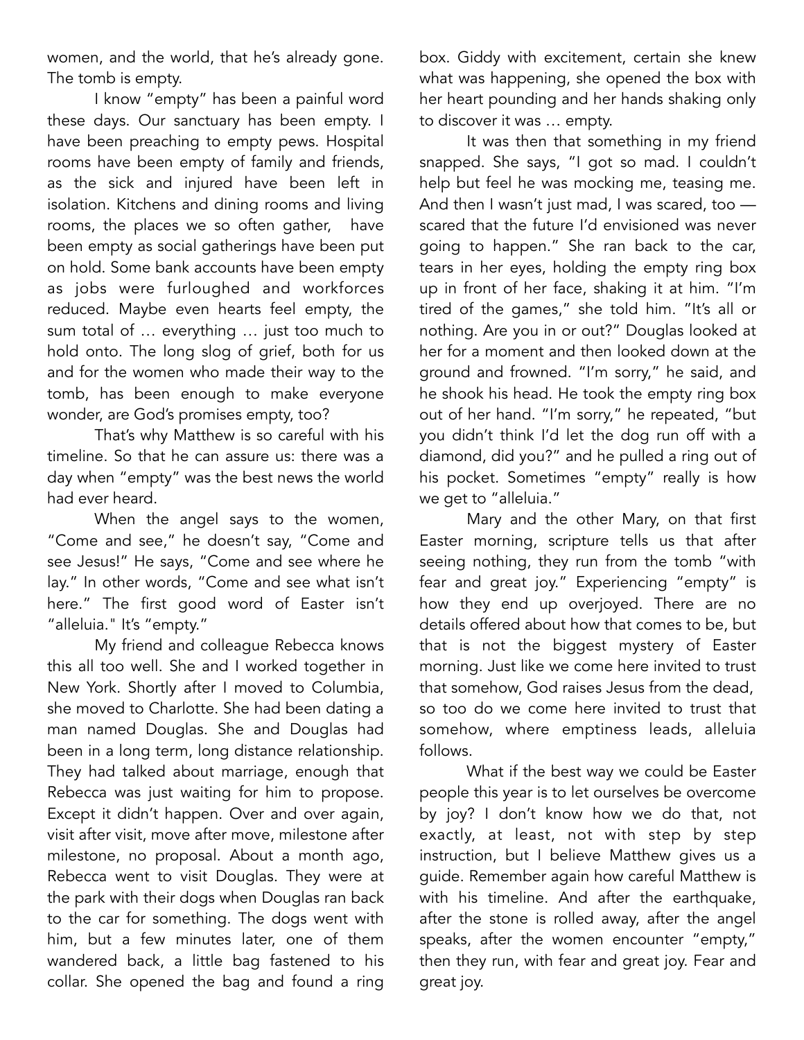women, and the world, that he's already gone. The tomb is empty.

I know "empty" has been a painful word these days. Our sanctuary has been empty. I have been preaching to empty pews. Hospital rooms have been empty of family and friends, as the sick and injured have been left in isolation. Kitchens and dining rooms and living rooms, the places we so often gather, have been empty as social gatherings have been put on hold. Some bank accounts have been empty as jobs were furloughed and workforces reduced. Maybe even hearts feel empty, the sum total of … everything … just too much to hold onto. The long slog of grief, both for us and for the women who made their way to the tomb, has been enough to make everyone wonder, are God's promises empty, too?

That's why Matthew is so careful with his timeline. So that he can assure us: there was a day when "empty" was the best news the world had ever heard.

When the angel says to the women, "Come and see," he doesn't say, "Come and see Jesus!" He says, "Come and see where he lay." In other words, "Come and see what isn't here." The first good word of Easter isn't "alleluia." It's "empty."

My friend and colleague Rebecca knows this all too well. She and I worked together in New York. Shortly after I moved to Columbia, she moved to Charlotte. She had been dating a man named Douglas. She and Douglas had been in a long term, long distance relationship. They had talked about marriage, enough that Rebecca was just waiting for him to propose. Except it didn't happen. Over and over again, visit after visit, move after move, milestone after milestone, no proposal. About a month ago, Rebecca went to visit Douglas. They were at the park with their dogs when Douglas ran back to the car for something. The dogs went with him, but a few minutes later, one of them wandered back, a little bag fastened to his collar. She opened the bag and found a ring box. Giddy with excitement, certain she knew what was happening, she opened the box with her heart pounding and her hands shaking only to discover it was … empty.

It was then that something in my friend snapped. She says, "I got so mad. I couldn't help but feel he was mocking me, teasing me. And then I wasn't just mad, I was scared, too — scared that the future I'd envisioned was never going to happen." She ran back to the car, tears in her eyes, holding the empty ring box up in front of her face, shaking it at him. "I'm tired of the games," she told him. "It's all or nothing. Are you in or out?" Douglas looked at her for a moment and then looked down at the ground and frowned. "I'm sorry," he said, and he shook his head. He took the empty ring box out of her hand. "I'm sorry," he repeated, "but you didn't think I'd let the dog run off with a diamond, did you?" and he pulled a ring out of his pocket. Sometimes "empty" really is how we get to "alleluia."

Mary and the other Mary, on that first Easter morning, scripture tells us that after seeing nothing, they run from the tomb "with fear and great joy." Experiencing "empty" is how they end up overjoyed. There are no details offered about how that comes to be, but that is not the biggest mystery of Easter morning. Just like we come here invited to trust that somehow, God raises Jesus from the dead, so too do we come here invited to trust that somehow, where emptiness leads, alleluia follows.

What if the best way we could be Easter people this year is to let ourselves be overcome by joy? I don't know how we do that, not exactly, at least, not with step by step instruction, but I believe Matthew gives us a guide. Remember again how careful Matthew is with his timeline. And after the earthquake, after the stone is rolled away, after the angel speaks, after the women encounter "empty," then they run, with fear and great joy. Fear and great joy.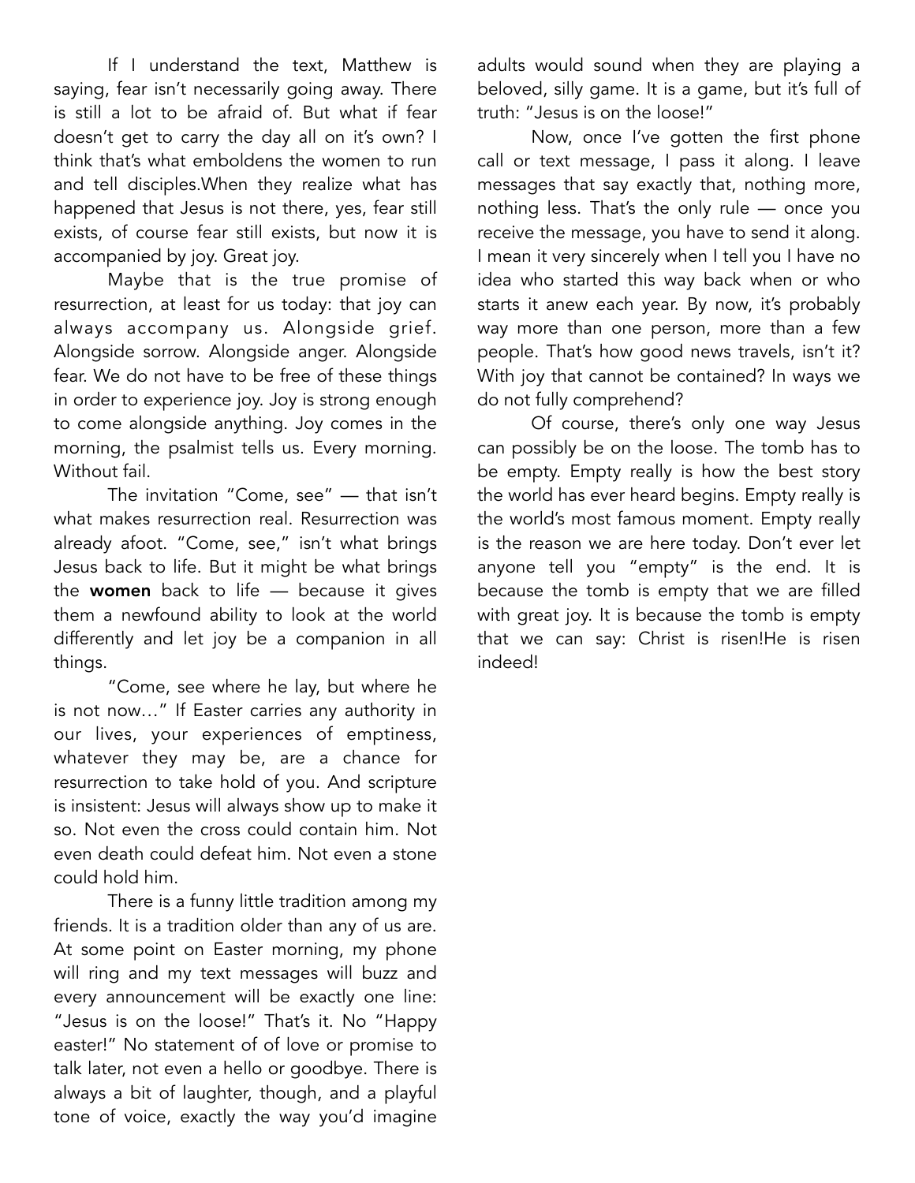If I understand the text, Matthew is saying, fear isn't necessarily going away. There is still a lot to be afraid of. But what if fear doesn't get to carry the day all on it's own? I think that's what emboldens the women to run and tell disciples.When they realize what has happened that Jesus is not there, yes, fear still exists, of course fear still exists, but now it is accompanied by joy. Great joy.

Maybe that is the true promise of resurrection, at least for us today: that joy can always accompany us. Alongside grief. Alongside sorrow. Alongside anger. Alongside fear. We do not have to be free of these things in order to experience joy. Joy is strong enough to come alongside anything. Joy comes in the morning, the psalmist tells us. Every morning. Without fail.

The invitation "Come, see" — that isn't what makes resurrection real. Resurrection was already afoot. "Come, see," isn't what brings Jesus back to life. But it might be what brings the **women** back to life — because it gives them a newfound ability to look at the world differently and let joy be a companion in all things.

"Come, see where he lay, but where he is not now…" If Easter carries any authority in our lives, your experiences of emptiness, whatever they may be, are a chance for resurrection to take hold of you. And scripture is insistent: Jesus will always show up to make it so. Not even the cross could contain him. Not even death could defeat him. Not even a stone could hold him.

There is a funny little tradition among my friends. It is a tradition older than any of us are. At some point on Easter morning, my phone will ring and my text messages will buzz and every announcement will be exactly one line: "Jesus is on the loose!" That's it. No "Happy easter!" No statement of of love or promise to talk later, not even a hello or goodbye. There is always a bit of laughter, though, and a playful tone of voice, exactly the way you'd imagine adults would sound when they are playing a beloved, silly game. It is a game, but it's full of truth: "Jesus is on the loose!"

Now, once I've gotten the first phone call or text message, I pass it along. I leave messages that say exactly that, nothing more, nothing less. That's the only rule — once you receive the message, you have to send it along. I mean it very sincerely when I tell you I have no idea who started this way back when or who starts it anew each year. By now, it's probably way more than one person, more than a few people. That's how good news travels, isn't it? With joy that cannot be contained? In ways we do not fully comprehend?

Of course, there's only one way Jesus can possibly be on the loose. The tomb has to be empty. Empty really is how the best story the world has ever heard begins. Empty really is the world's most famous moment. Empty really is the reason we are here today. Don't ever let anyone tell you "empty" is the end. It is because the tomb is empty that we are filled with great joy. It is because the tomb is empty that we can say: Christ is risen!He is risen indeed!